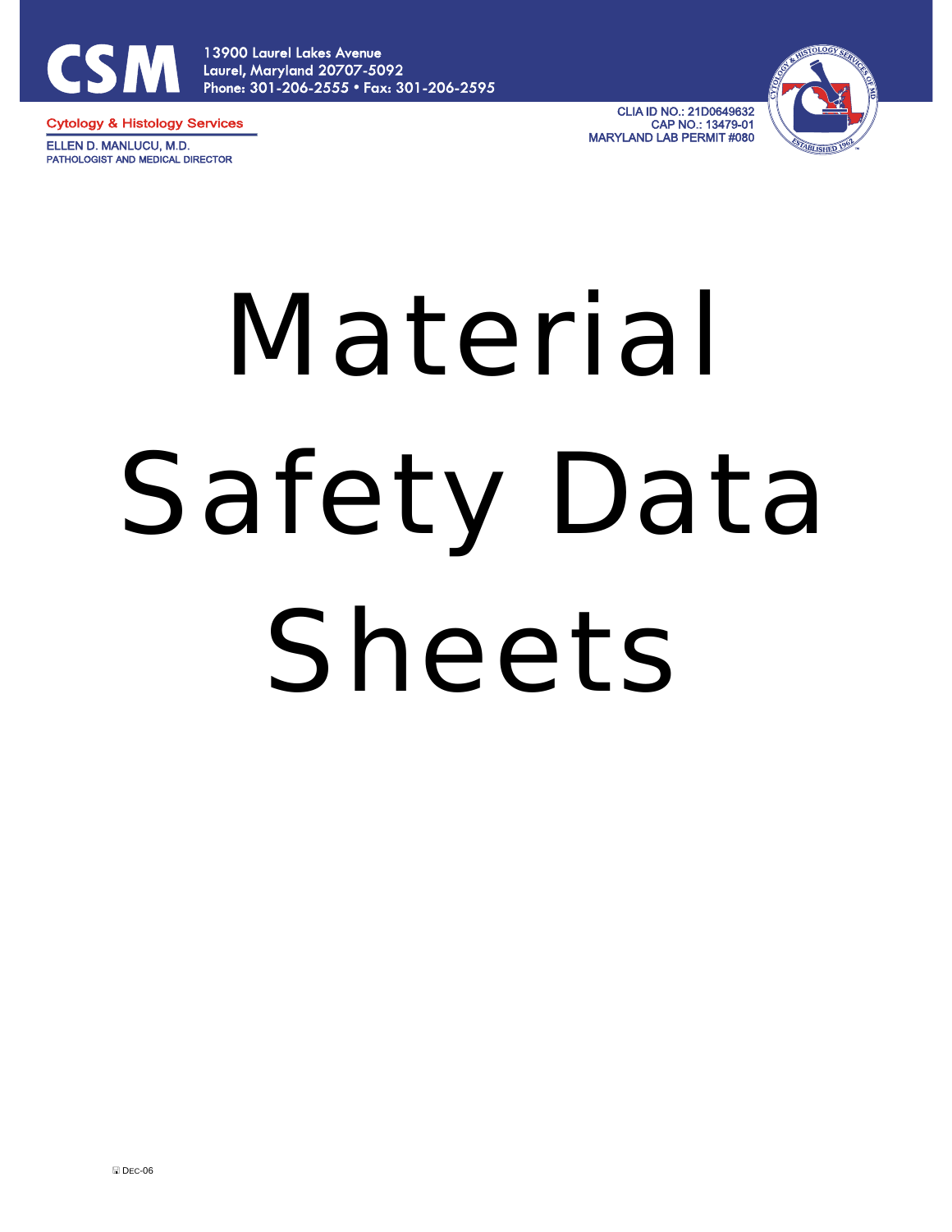CSM

13900 Laurel Lakes Avenue
Laurel, Maryland 20707-5092
Phone: 301-206-2555 • Fax: 301-206-2595

Cytology & Histology Services

ELLEN D. MANLUCU, M.D.
PATHOLOGIST AND MEDICAL DIRECTOR

CLIA ID NO.: 21D0649632
CAP NO.: 13479-01
MARYLAND LAB PERMIT #080

# Material Safety Data Sheets

DEC-06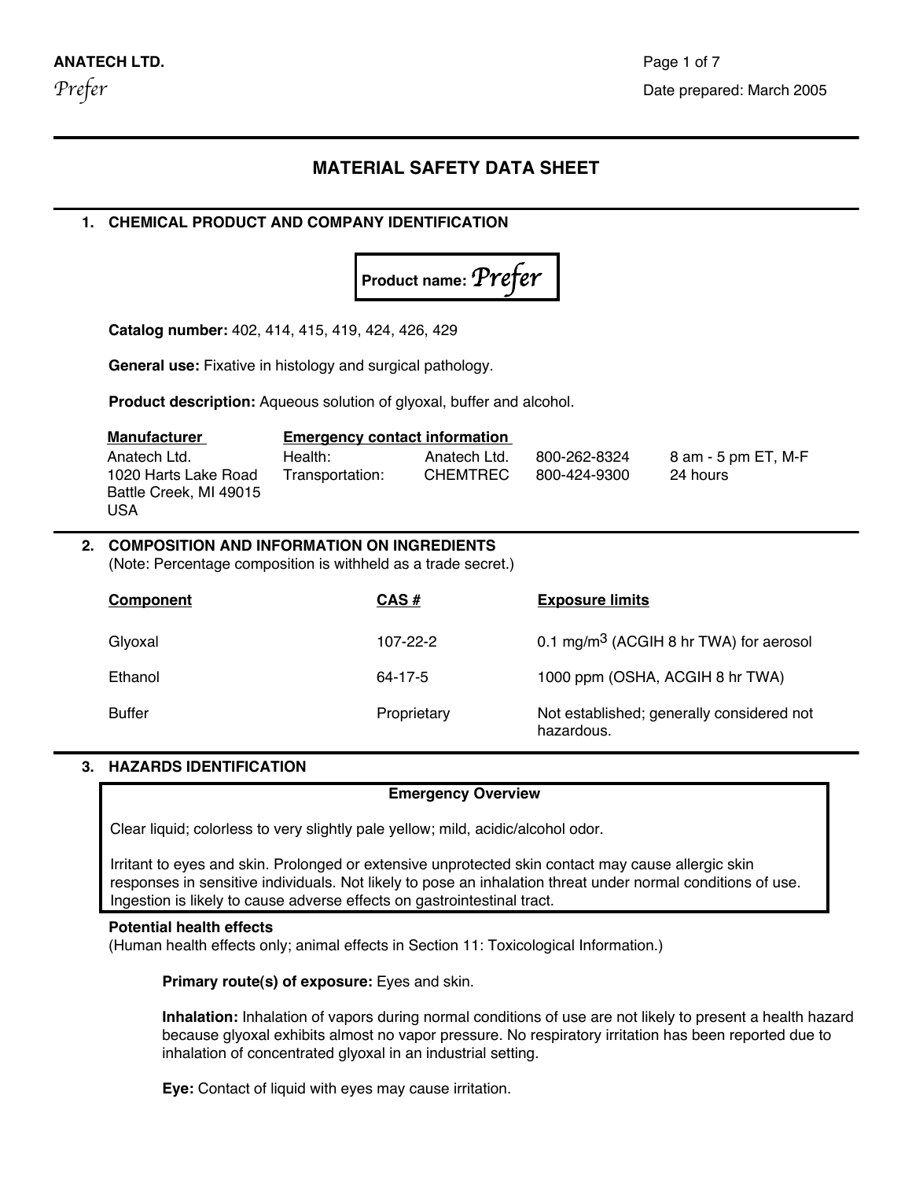ANATECH LTD.

*Prefer*

Date prepared: March 2005

# MATERIAL SAFETY DATA SHEET

## 1. CHEMICAL PRODUCT AND COMPANY IDENTIFICATION

**Product name: *Prefer***

**Catalog number:** 402, 414, 415, 419, 424, 426, 429

**General use:** Fixative in histology and surgical pathology.

**Product description:** Aqueous solution of glyoxal, buffer and alcohol.

| Manufacturer | Emergency contact information | | | |
|---|---|---|---|---|
| Anatech Ltd. | Health: | Anatech Ltd. | 800-262-8324 | 8 am - 5 pm ET, M-F |
| 1020 Harts Lake Road | Transportation: | CHEMTREC | 800-424-9300 | 24 hours |
| Battle Creek, MI 49015 | | | | |
| USA | | | | |

## 2. COMPOSITION AND INFORMATION ON INGREDIENTS

(Note: Percentage composition is withheld as a trade secret.)

| Component | CAS # | Exposure limits |
|---|---|---|
| Glyoxal | 107-22-2 | 0.1 mg/m$^3$ (ACGIH 8 hr TWA) for aerosol |
| Ethanol | 64-17-5 | 1000 ppm (OSHA, ACGIH 8 hr TWA) |
| Buffer | Proprietary | Not established; generally considered not hazardous. |

## 3. HAZARDS IDENTIFICATION

**Emergency Overview**

Clear liquid; colorless to very slightly pale yellow; mild, acidic/alcohol odor.

Irritant to eyes and skin. Prolonged or extensive unprotected skin contact may cause allergic skin responses in sensitive individuals. Not likely to pose an inhalation threat under normal conditions of use. Ingestion is likely to cause adverse effects on gastrointestinal tract.

**Potential health effects**

(Human health effects only; animal effects in Section 11: Toxicological Information.)

**Primary route(s) of exposure:** Eyes and skin.

**Inhalation:** Inhalation of vapors during normal conditions of use are not likely to present a health hazard because glyoxal exhibits almost no vapor pressure. No respiratory irritation has been reported due to inhalation of concentrated glyoxal in an industrial setting.

**Eye:** Contact of liquid with eyes may cause irritation.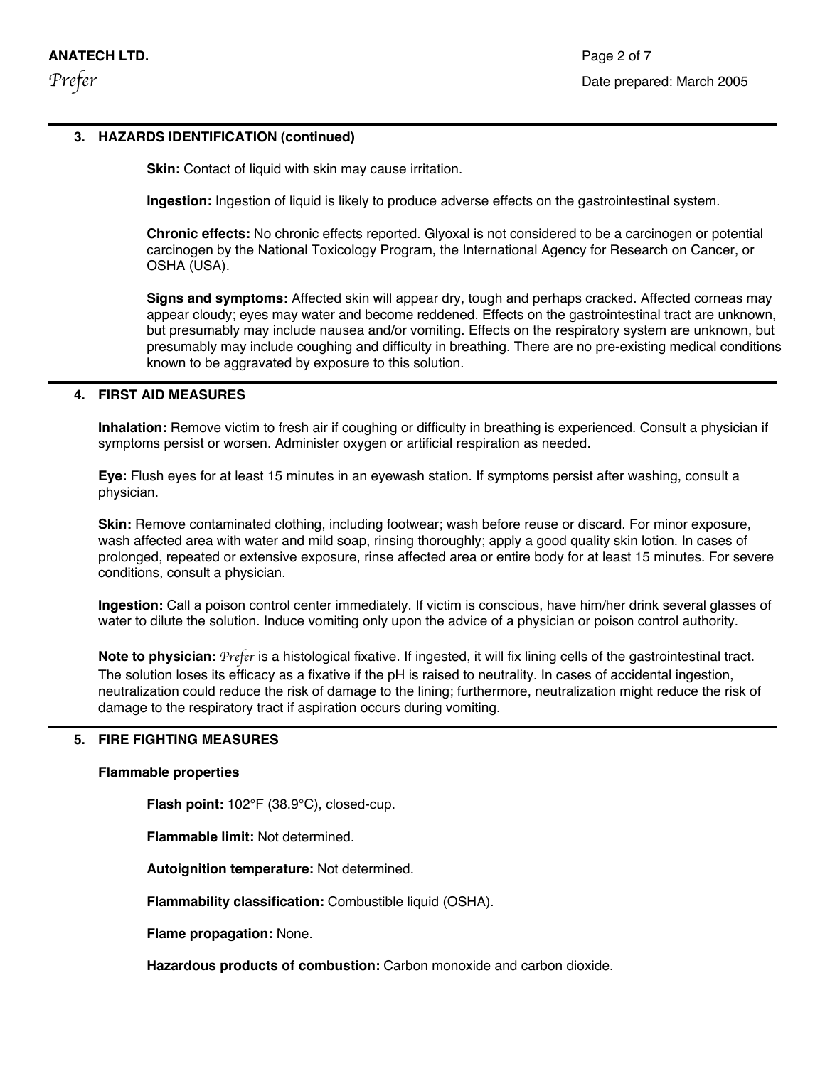## 3. HAZARDS IDENTIFICATION (continued)

**Skin:** Contact of liquid with skin may cause irritation.

**Ingestion:** Ingestion of liquid is likely to produce adverse effects on the gastrointestinal system.

**Chronic effects:** No chronic effects reported. Glyoxal is not considered to be a carcinogen or potential carcinogen by the National Toxicology Program, the International Agency for Research on Cancer, or OSHA (USA).

**Signs and symptoms:** Affected skin will appear dry, tough and perhaps cracked. Affected corneas may appear cloudy; eyes may water and become reddened. Effects on the gastrointestinal tract are unknown, but presumably may include nausea and/or vomiting. Effects on the respiratory system are unknown, but presumably may include coughing and difficulty in breathing. There are no pre-existing medical conditions known to be aggravated by exposure to this solution.

## 4. FIRST AID MEASURES

**Inhalation:** Remove victim to fresh air if coughing or difficulty in breathing is experienced. Consult a physician if symptoms persist or worsen. Administer oxygen or artificial respiration as needed.

**Eye:** Flush eyes for at least 15 minutes in an eyewash station. If symptoms persist after washing, consult a physician.

**Skin:** Remove contaminated clothing, including footwear; wash before reuse or discard. For minor exposure, wash affected area with water and mild soap, rinsing thoroughly; apply a good quality skin lotion. In cases of prolonged, repeated or extensive exposure, rinse affected area or entire body for at least 15 minutes. For severe conditions, consult a physician.

**Ingestion:** Call a poison control center immediately. If victim is conscious, have him/her drink several glasses of water to dilute the solution. Induce vomiting only upon the advice of a physician or poison control authority.

**Note to physician:** *Prefer* is a histological fixative. If ingested, it will fix lining cells of the gastrointestinal tract. The solution loses its efficacy as a fixative if the pH is raised to neutrality. In cases of accidental ingestion, neutralization could reduce the risk of damage to the lining; furthermore, neutralization might reduce the risk of damage to the respiratory tract if aspiration occurs during vomiting.

## 5. FIRE FIGHTING MEASURES

**Flammable properties**

**Flash point:** 102°F (38.9°C), closed-cup.

**Flammable limit:** Not determined.

**Autoignition temperature:** Not determined.

**Flammability classification:** Combustible liquid (OSHA).

**Flame propagation:** None.

**Hazardous products of combustion:** Carbon monoxide and carbon dioxide.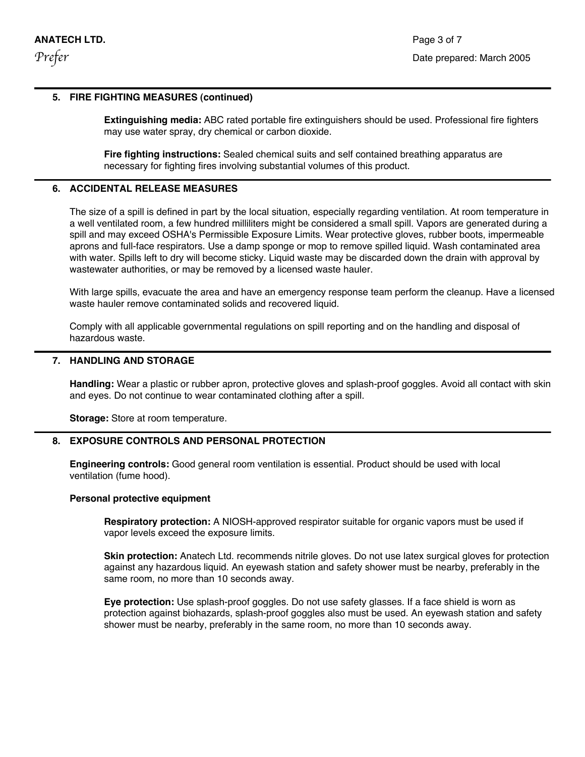## 5. FIRE FIGHTING MEASURES (continued)

**Extinguishing media:** ABC rated portable fire extinguishers should be used. Professional fire fighters may use water spray, dry chemical or carbon dioxide.

**Fire fighting instructions:** Sealed chemical suits and self contained breathing apparatus are necessary for fighting fires involving substantial volumes of this product.

## 6. ACCIDENTAL RELEASE MEASURES

The size of a spill is defined in part by the local situation, especially regarding ventilation. At room temperature in a well ventilated room, a few hundred milliliters might be considered a small spill. Vapors are generated during a spill and may exceed OSHA's Permissible Exposure Limits. Wear protective gloves, rubber boots, impermeable aprons and full-face respirators. Use a damp sponge or mop to remove spilled liquid. Wash contaminated area with water. Spills left to dry will become sticky. Liquid waste may be discarded down the drain with approval by wastewater authorities, or may be removed by a licensed waste hauler.

With large spills, evacuate the area and have an emergency response team perform the cleanup. Have a licensed waste hauler remove contaminated solids and recovered liquid.

Comply with all applicable governmental regulations on spill reporting and on the handling and disposal of hazardous waste.

## 7. HANDLING AND STORAGE

**Handling:** Wear a plastic or rubber apron, protective gloves and splash-proof goggles. Avoid all contact with skin and eyes. Do not continue to wear contaminated clothing after a spill.

**Storage:** Store at room temperature.

## 8. EXPOSURE CONTROLS AND PERSONAL PROTECTION

**Engineering controls:** Good general room ventilation is essential. Product should be used with local ventilation (fume hood).

**Personal protective equipment**

**Respiratory protection:** A NIOSH-approved respirator suitable for organic vapors must be used if vapor levels exceed the exposure limits.

**Skin protection:** Anatech Ltd. recommends nitrile gloves. Do not use latex surgical gloves for protection against any hazardous liquid. An eyewash station and safety shower must be nearby, preferably in the same room, no more than 10 seconds away.

**Eye protection:** Use splash-proof goggles. Do not use safety glasses. If a face shield is worn as protection against biohazards, splash-proof goggles also must be used. An eyewash station and safety shower must be nearby, preferably in the same room, no more than 10 seconds away.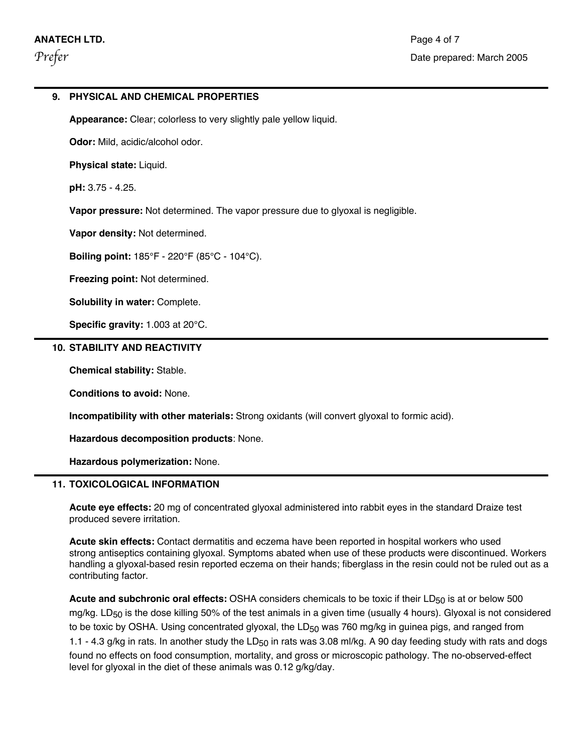## 9. PHYSICAL AND CHEMICAL PROPERTIES

**Appearance:** Clear; colorless to very slightly pale yellow liquid.

**Odor:** Mild, acidic/alcohol odor.

**Physical state:** Liquid.

**pH:** 3.75 - 4.25.

**Vapor pressure:** Not determined. The vapor pressure due to glyoxal is negligible.

**Vapor density:** Not determined.

**Boiling point:** 185°F - 220°F (85°C - 104°C).

**Freezing point:** Not determined.

**Solubility in water:** Complete.

**Specific gravity:** 1.003 at 20°C.

## 10. STABILITY AND REACTIVITY

**Chemical stability:** Stable.

**Conditions to avoid:** None.

**Incompatibility with other materials:** Strong oxidants (will convert glyoxal to formic acid).

**Hazardous decomposition products**: None.

**Hazardous polymerization:** None.

## 11. TOXICOLOGICAL INFORMATION

**Acute eye effects:** 20 mg of concentrated glyoxal administered into rabbit eyes in the standard Draize test produced severe irritation.

**Acute skin effects:** Contact dermatitis and eczema have been reported in hospital workers who used strong antiseptics containing glyoxal. Symptoms abated when use of these products were discontinued. Workers handling a glyoxal-based resin reported eczema on their hands; fiberglass in the resin could not be ruled out as a contributing factor.

**Acute and subchronic oral effects:** OSHA considers chemicals to be toxic if their $LD_{50}$ is at or below 500 mg/kg. $LD_{50}$ is the dose killing 50% of the test animals in a given time (usually 4 hours). Glyoxal is not considered to be toxic by OSHA. Using concentrated glyoxal, the $LD_{50}$ was 760 mg/kg in guinea pigs, and ranged from 1.1 - 4.3 g/kg in rats. In another study the $LD_{50}$ in rats was 3.08 ml/kg. A 90 day feeding study with rats and dogs found no effects on food consumption, mortality, and gross or microscopic pathology. The no-observed-effect level for glyoxal in the diet of these animals was 0.12 g/kg/day.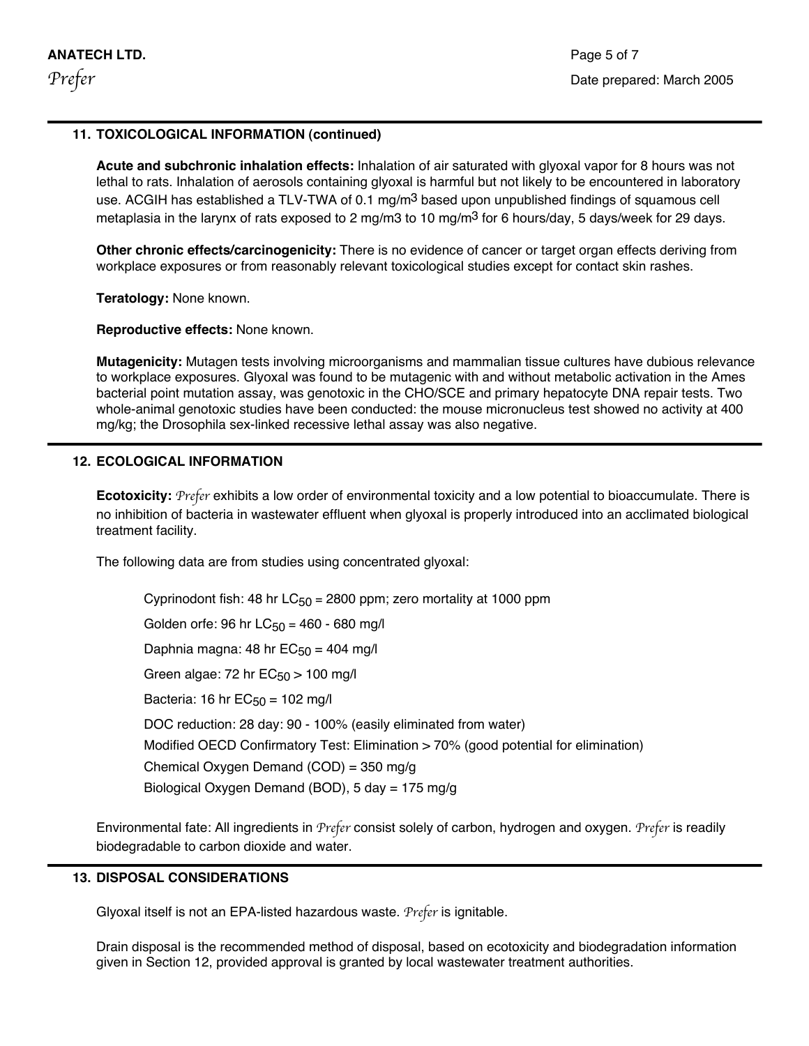## 11. TOXICOLOGICAL INFORMATION (continued)

**Acute and subchronic inhalation effects:** Inhalation of air saturated with glyoxal vapor for 8 hours was not lethal to rats. Inhalation of aerosols containing glyoxal is harmful but not likely to be encountered in laboratory use. ACGIH has established a TLV-TWA of 0.1 mg/$m^3$ based upon unpublished findings of squamous cell metaplasia in the larynx of rats exposed to 2 mg/m3 to 10 mg/$m^3$ for 6 hours/day, 5 days/week for 29 days.

**Other chronic effects/carcinogenicity:** There is no evidence of cancer or target organ effects deriving from workplace exposures or from reasonably relevant toxicological studies except for contact skin rashes.

**Teratology:** None known.

**Reproductive effects:** None known.

**Mutagenicity:** Mutagen tests involving microorganisms and mammalian tissue cultures have dubious relevance to workplace exposures. Glyoxal was found to be mutagenic with and without metabolic activation in the Ames bacterial point mutation assay, was genotoxic in the CHO/SCE and primary hepatocyte DNA repair tests. Two whole-animal genotoxic studies have been conducted: the mouse micronucleus test showed no activity at 400 mg/kg; the Drosophila sex-linked recessive lethal assay was also negative.

## 12. ECOLOGICAL INFORMATION

**Ecotoxicity:** *Prefer* exhibits a low order of environmental toxicity and a low potential to bioaccumulate. There is no inhibition of bacteria in wastewater effluent when glyoxal is properly introduced into an acclimated biological treatment facility.

The following data are from studies using concentrated glyoxal:

Cyprinodont fish: 48 hr $LC_{50}$ = 2800 ppm; zero mortality at 1000 ppm

Golden orfe: 96 hr $LC_{50}$ = 460 - 680 mg/l

Daphnia magna: 48 hr $EC_{50}$ = 404 mg/l

Green algae: 72 hr $EC_{50}$ > 100 mg/l

Bacteria: 16 hr $EC_{50}$ = 102 mg/l

DOC reduction: 28 day: 90 - 100% (easily eliminated from water)

Modified OECD Confirmatory Test: Elimination > 70% (good potential for elimination)

Chemical Oxygen Demand (COD) = 350 mg/g

Biological Oxygen Demand (BOD), 5 day = 175 mg/g

Environmental fate: All ingredients in *Prefer* consist solely of carbon, hydrogen and oxygen. *Prefer* is readily biodegradable to carbon dioxide and water.

## 13. DISPOSAL CONSIDERATIONS

Glyoxal itself is not an EPA-listed hazardous waste. *Prefer* is ignitable.

Drain disposal is the recommended method of disposal, based on ecotoxicity and biodegradation information given in Section 12, provided approval is granted by local wastewater treatment authorities.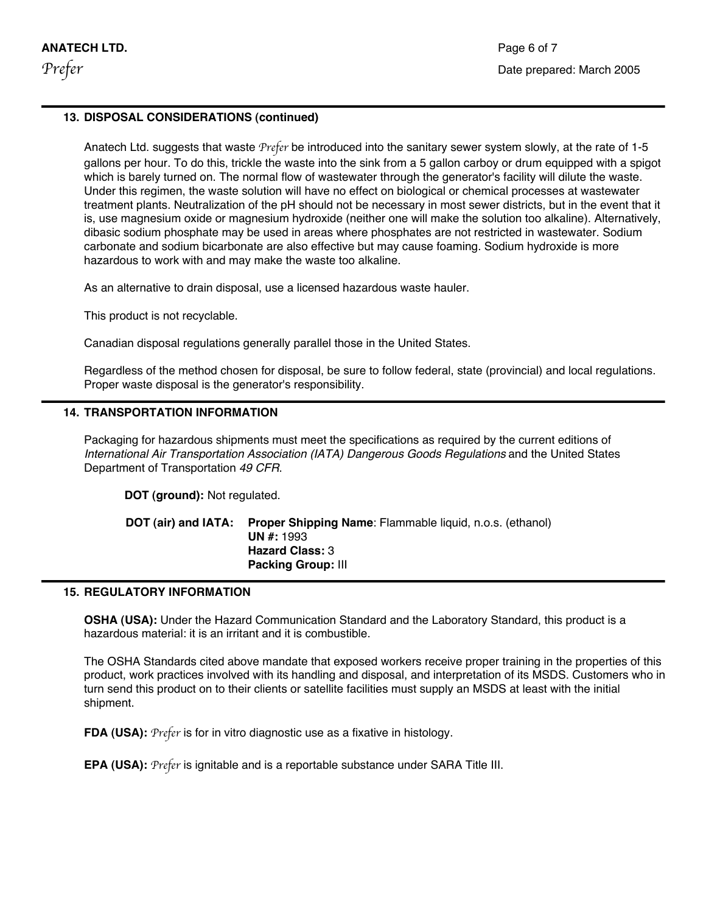## 13. DISPOSAL CONSIDERATIONS (continued)

Anatech Ltd. suggests that waste *Prefer* be introduced into the sanitary sewer system slowly, at the rate of 1-5 gallons per hour. To do this, trickle the waste into the sink from a 5 gallon carboy or drum equipped with a spigot which is barely turned on. The normal flow of wastewater through the generator's facility will dilute the waste. Under this regimen, the waste solution will have no effect on biological or chemical processes at wastewater treatment plants. Neutralization of the pH should not be necessary in most sewer districts, but in the event that it is, use magnesium oxide or magnesium hydroxide (neither one will make the solution too alkaline). Alternatively, dibasic sodium phosphate may be used in areas where phosphates are not restricted in wastewater. Sodium carbonate and sodium bicarbonate are also effective but may cause foaming. Sodium hydroxide is more hazardous to work with and may make the waste too alkaline.

As an alternative to drain disposal, use a licensed hazardous waste hauler.

This product is not recyclable.

Canadian disposal regulations generally parallel those in the United States.

Regardless of the method chosen for disposal, be sure to follow federal, state (provincial) and local regulations. Proper waste disposal is the generator's responsibility.

## 14. TRANSPORTATION INFORMATION

Packaging for hazardous shipments must meet the specifications as required by the current editions of *International Air Transportation Association (IATA) Dangerous Goods Regulations* and the United States Department of Transportation *49 CFR*.

**DOT (ground):** Not regulated.

**DOT (air) and IATA:**
- **Proper Shipping Name**: Flammable liquid, n.o.s. (ethanol)
- **UN #:** 1993
- **Hazard Class:** 3
- **Packing Group:** III

## 15. REGULATORY INFORMATION

**OSHA (USA):** Under the Hazard Communication Standard and the Laboratory Standard, this product is a hazardous material: it is an irritant and it is combustible.

The OSHA Standards cited above mandate that exposed workers receive proper training in the properties of this product, work practices involved with its handling and disposal, and interpretation of its MSDS. Customers who in turn send this product on to their clients or satellite facilities must supply an MSDS at least with the initial shipment.

**FDA (USA):** *Prefer* is for in vitro diagnostic use as a fixative in histology.

**EPA (USA):** *Prefer* is ignitable and is a reportable substance under SARA Title III.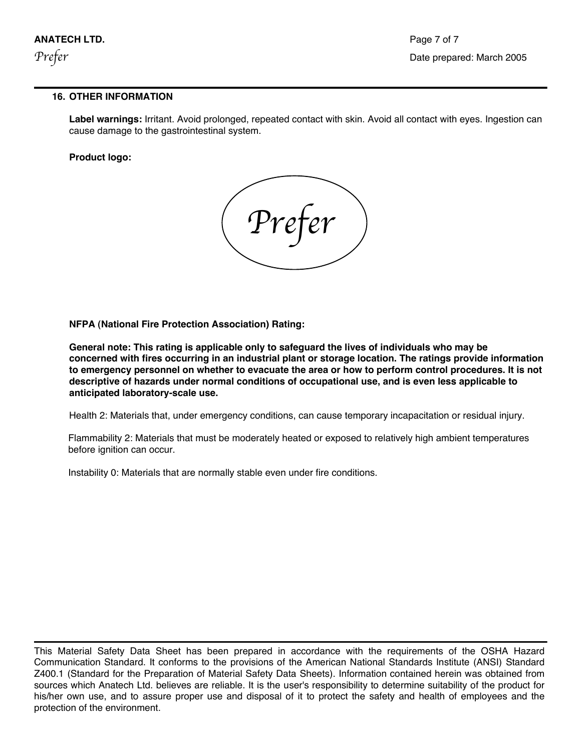## 16. OTHER INFORMATION

**Label warnings:** Irritant. Avoid prolonged, repeated contact with skin. Avoid all contact with eyes. Ingestion can cause damage to the gastrointestinal system.

**Product logo:**

Prefer

**NFPA (National Fire Protection Association) Rating:**

**General note: This rating is applicable only to safeguard the lives of individuals who may be concerned with fires occurring in an industrial plant or storage location. The ratings provide information to emergency personnel on whether to evacuate the area or how to perform control procedures. It is not descriptive of hazards under normal conditions of occupational use, and is even less applicable to anticipated laboratory-scale use.**

Health 2: Materials that, under emergency conditions, can cause temporary incapacitation or residual injury.

Flammability 2: Materials that must be moderately heated or exposed to relatively high ambient temperatures before ignition can occur.

Instability 0: Materials that are normally stable even under fire conditions.

---

This Material Safety Data Sheet has been prepared in accordance with the requirements of the OSHA Hazard Communication Standard. It conforms to the provisions of the American National Standards Institute (ANSI) Standard Z400.1 (Standard for the Preparation of Material Safety Data Sheets). Information contained herein was obtained from sources which Anatech Ltd. believes are reliable. It is the user's responsibility to determine suitability of the product for his/her own use, and to assure proper use and disposal of it to protect the safety and health of employees and the protection of the environment.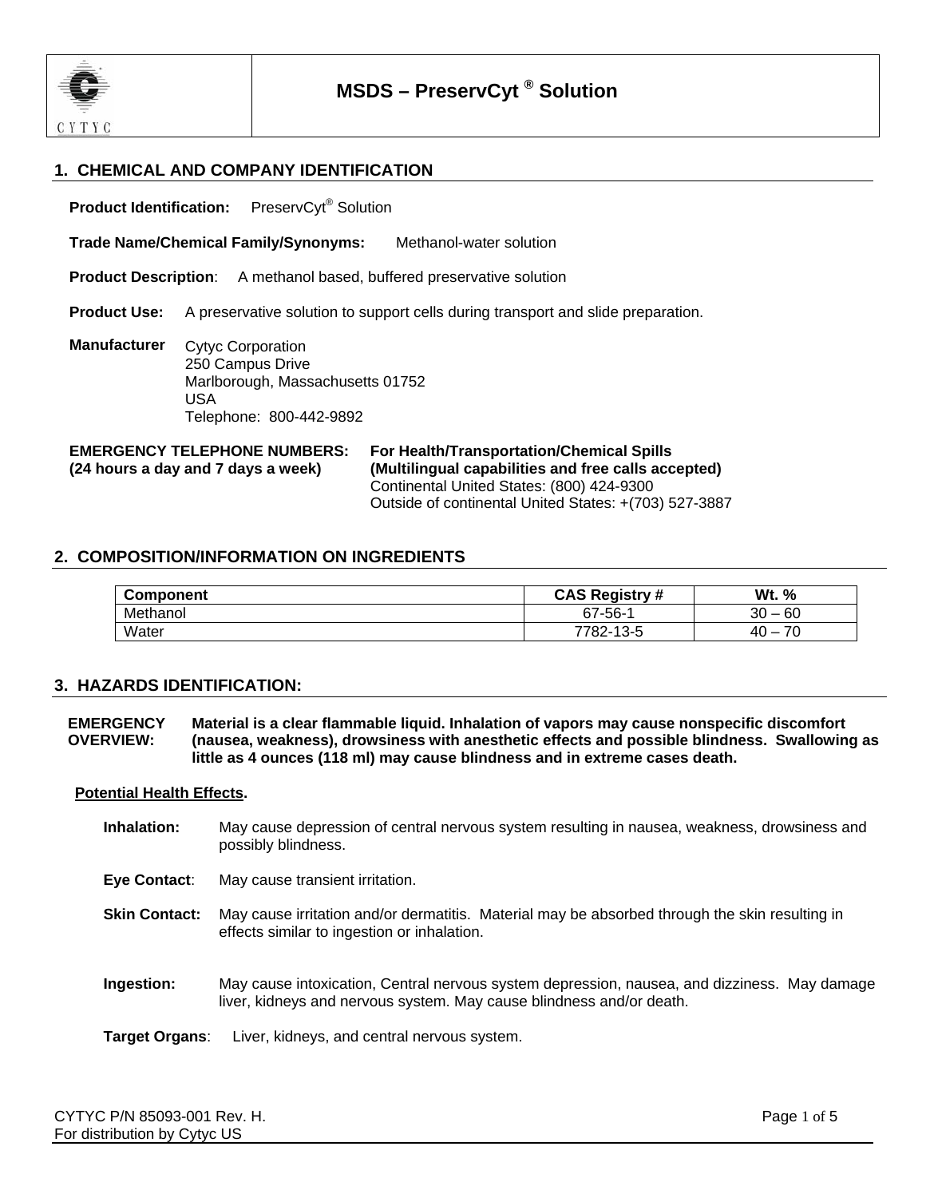# MSDS – PreservCyt® Solution

## 1. CHEMICAL AND COMPANY IDENTIFICATION

**Product Identification:** PreservCyt® Solution

**Trade Name/Chemical Family/Synonyms:** Methanol-water solution

**Product Description**: A methanol based, buffered preservative solution

**Product Use:** A preservative solution to support cells during transport and slide preparation.

**Manufacturer**
Cytyc Corporation
250 Campus Drive
Marlborough, Massachusetts 01752
USA
Telephone: 800-442-9892

**EMERGENCY TELEPHONE NUMBERS:**
**(24 hours a day and 7 days a week)**

**For Health/Transportation/Chemical Spills**
**(Multilingual capabilities and free calls accepted)**
Continental United States: (800) 424-9300
Outside of continental United States: +(703) 527-3887

## 2. COMPOSITION/INFORMATION ON INGREDIENTS

| Component | CAS Registry # | Wt. % |
|---|---|---|
| Methanol | 67-56-1 | 30 – 60 |
| Water | 7782-13-5 | 40 – 70 |

## 3. HAZARDS IDENTIFICATION:

**EMERGENCY OVERVIEW:** **Material is a clear flammable liquid. Inhalation of vapors may cause nonspecific discomfort (nausea, weakness), drowsiness with anesthetic effects and possible blindness. Swallowing as little as 4 ounces (118 ml) may cause blindness and in extreme cases death.**

**Potential Health Effects.**

**Inhalation:** May cause depression of central nervous system resulting in nausea, weakness, drowsiness and possibly blindness.

**Eye Contact**: May cause transient irritation.

**Skin Contact:** May cause irritation and/or dermatitis. Material may be absorbed through the skin resulting in effects similar to ingestion or inhalation.

**Ingestion:** May cause intoxication, Central nervous system depression, nausea, and dizziness. May damage liver, kidneys and nervous system. May cause blindness and/or death.

**Target Organs**: Liver, kidneys, and central nervous system.

CYTYC P/N 85093-001 Rev. H.
For distribution by Cytyc US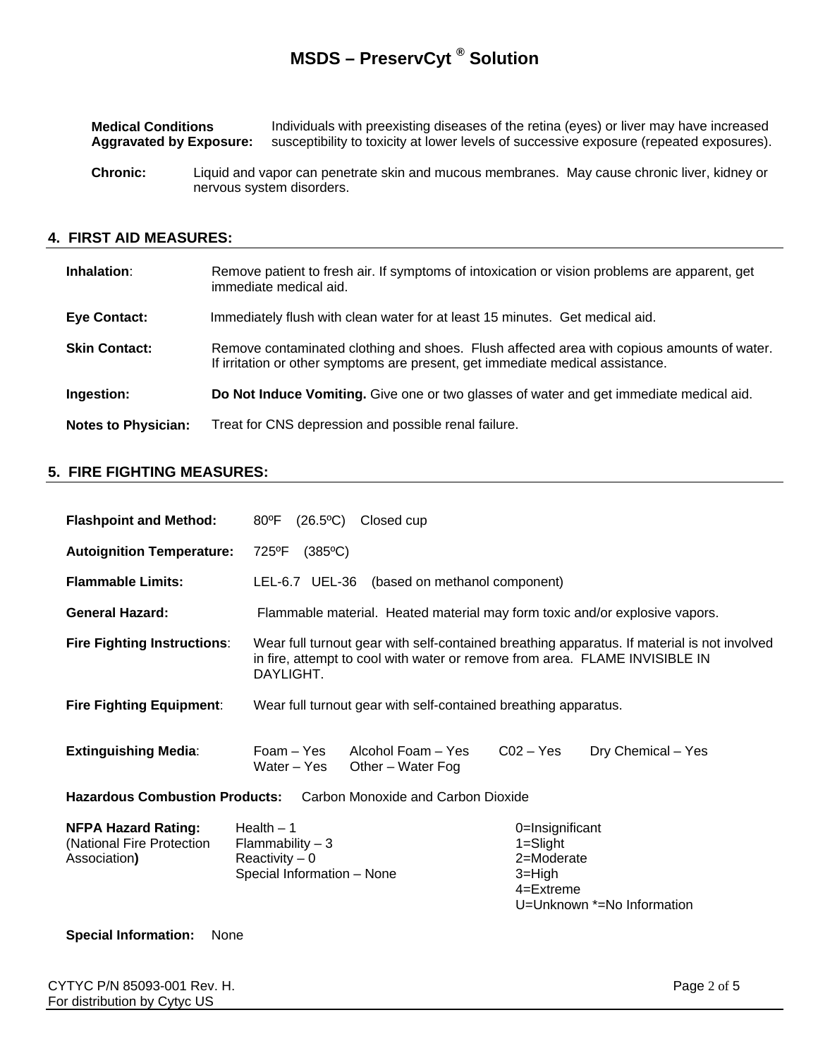# MSDS – PreservCyt ® Solution

**Medical Conditions Aggravated by Exposure:** Individuals with preexisting diseases of the retina (eyes) or liver may have increased susceptibility to toxicity at lower levels of successive exposure (repeated exposures).

**Chronic:** Liquid and vapor can penetrate skin and mucous membranes. May cause chronic liver, kidney or nervous system disorders.

## 4. FIRST AID MEASURES:

**Inhalation**: Remove patient to fresh air. If symptoms of intoxication or vision problems are apparent, get immediate medical aid.

**Eye Contact:** Immediately flush with clean water for at least 15 minutes. Get medical aid.

**Skin Contact:** Remove contaminated clothing and shoes. Flush affected area with copious amounts of water. If irritation or other symptoms are present, get immediate medical assistance.

**Ingestion:** **Do Not Induce Vomiting.** Give one or two glasses of water and get immediate medical aid.

**Notes to Physician:** Treat for CNS depression and possible renal failure.

## 5. FIRE FIGHTING MEASURES:

**Flashpoint and Method:** 80ºF (26.5ºC) Closed cup

**Autoignition Temperature:** 725ºF (385ºC)

**Flammable Limits:** LEL-6.7 UEL-36 (based on methanol component)

**General Hazard:** Flammable material. Heated material may form toxic and/or explosive vapors.

**Fire Fighting Instructions**: Wear full turnout gear with self-contained breathing apparatus. If material is not involved in fire, attempt to cool with water or remove from area. FLAME INVISIBLE IN DAYLIGHT.

**Fire Fighting Equipment**: Wear full turnout gear with self-contained breathing apparatus.

**Extinguishing Media**: Foam – Yes Alcohol Foam – Yes C02 – Yes Dry Chemical – Yes
Water – Yes Other – Water Fog

**Hazardous Combustion Products:** Carbon Monoxide and Carbon Dioxide

**NFPA Hazard Rating:** (National Fire Protection Association**)**

Health – 1
Flammability – 3
Reactivity – 0
Special Information – None

0=Insignificant
1=Slight
2=Moderate
3=High
4=Extreme
U=Unknown *=No Information

**Special Information:** None

CYTYC P/N 85093-001 Rev. H.
For distribution by Cytyc US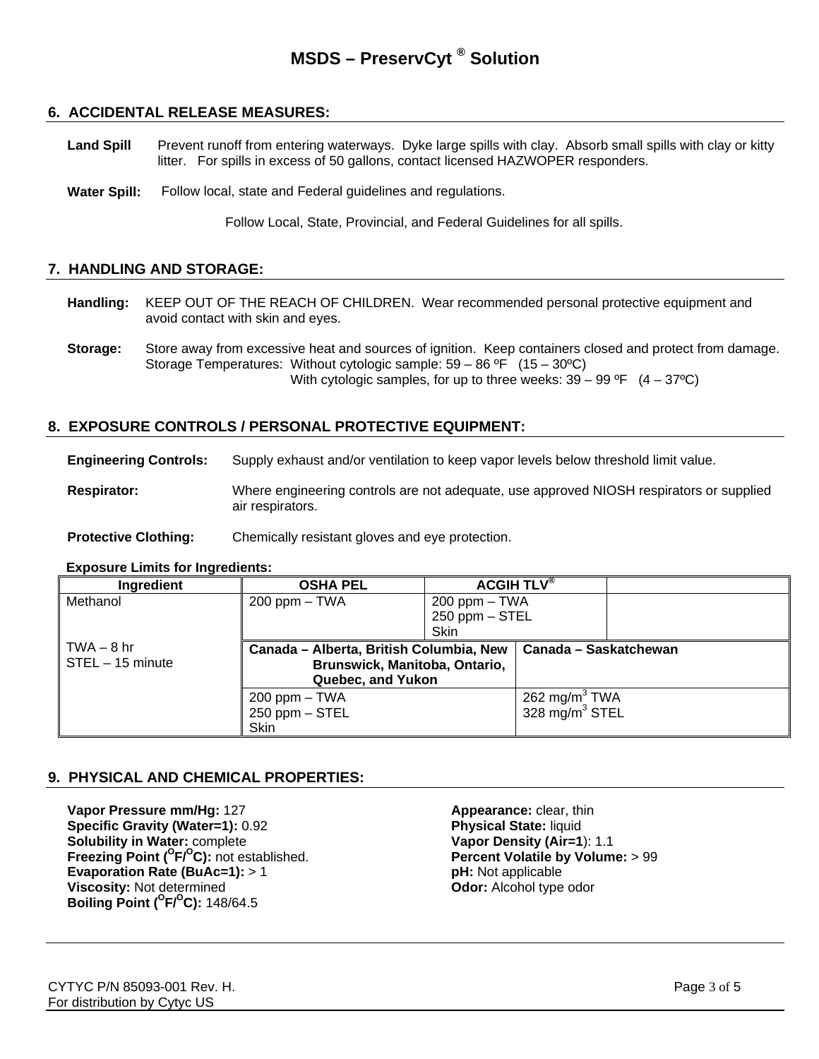# MSDS – PreservCyt ® Solution

## 6. ACCIDENTAL RELEASE MEASURES:

**Land Spill** Prevent runoff from entering waterways. Dyke large spills with clay. Absorb small spills with clay or kitty litter. For spills in excess of 50 gallons, contact licensed HAZWOPER responders.

**Water Spill:** Follow local, state and Federal guidelines and regulations.

Follow Local, State, Provincial, and Federal Guidelines for all spills.

## 7. HANDLING AND STORAGE:

**Handling:** KEEP OUT OF THE REACH OF CHILDREN. Wear recommended personal protective equipment and avoid contact with skin and eyes.

**Storage:** Store away from excessive heat and sources of ignition. Keep containers closed and protect from damage.
Storage Temperatures: Without cytologic sample: 59 – 86 ºF (15 – 30ºC)
With cytologic samples, for up to three weeks: 39 – 99 ºF (4 – 37ºC)

## 8. EXPOSURE CONTROLS / PERSONAL PROTECTIVE EQUIPMENT:

**Engineering Controls:** Supply exhaust and/or ventilation to keep vapor levels below threshold limit value.

**Respirator:** Where engineering controls are not adequate, use approved NIOSH respirators or supplied air respirators.

**Protective Clothing:** Chemically resistant gloves and eye protection.

**Exposure Limits for Ingredients:**

| Ingredient | OSHA PEL | ACGIH TLV® | |
|---|---|---|---|
| Methanol | 200 ppm – TWA | 200 ppm – TWA<br>250 ppm – STEL<br>Skin | |
| TWA – 8 hr<br>STEL – 15 minute | **Canada – Alberta, British Columbia, New Brunswick, Manitoba, Ontario, Quebec, and Yukon** | | **Canada – Saskatchewan** |
| | 200 ppm – TWA<br>250 ppm – STEL<br>Skin | | 262 mg/m$^3$ TWA<br>328 mg/m$^3$ STEL |

## 9. PHYSICAL AND CHEMICAL PROPERTIES:

**Vapor Pressure mm/Hg:** 127
**Specific Gravity (Water=1):** 0.92
**Solubility in Water:** complete
**Freezing Point (°F/°C):** not established.
**Evaporation Rate (BuAc=1):** > 1
**Viscosity:** Not determined
**Boiling Point (°F/°C):** 148/64.5

**Appearance:** clear, thin
**Physical State:** liquid
**Vapor Density (Air=1)**: 1.1
**Percent Volatile by Volume:** > 99
**pH:** Not applicable
**Odor:** Alcohol type odor

CYTYC P/N 85093-001 Rev. H.
For distribution by Cytyc US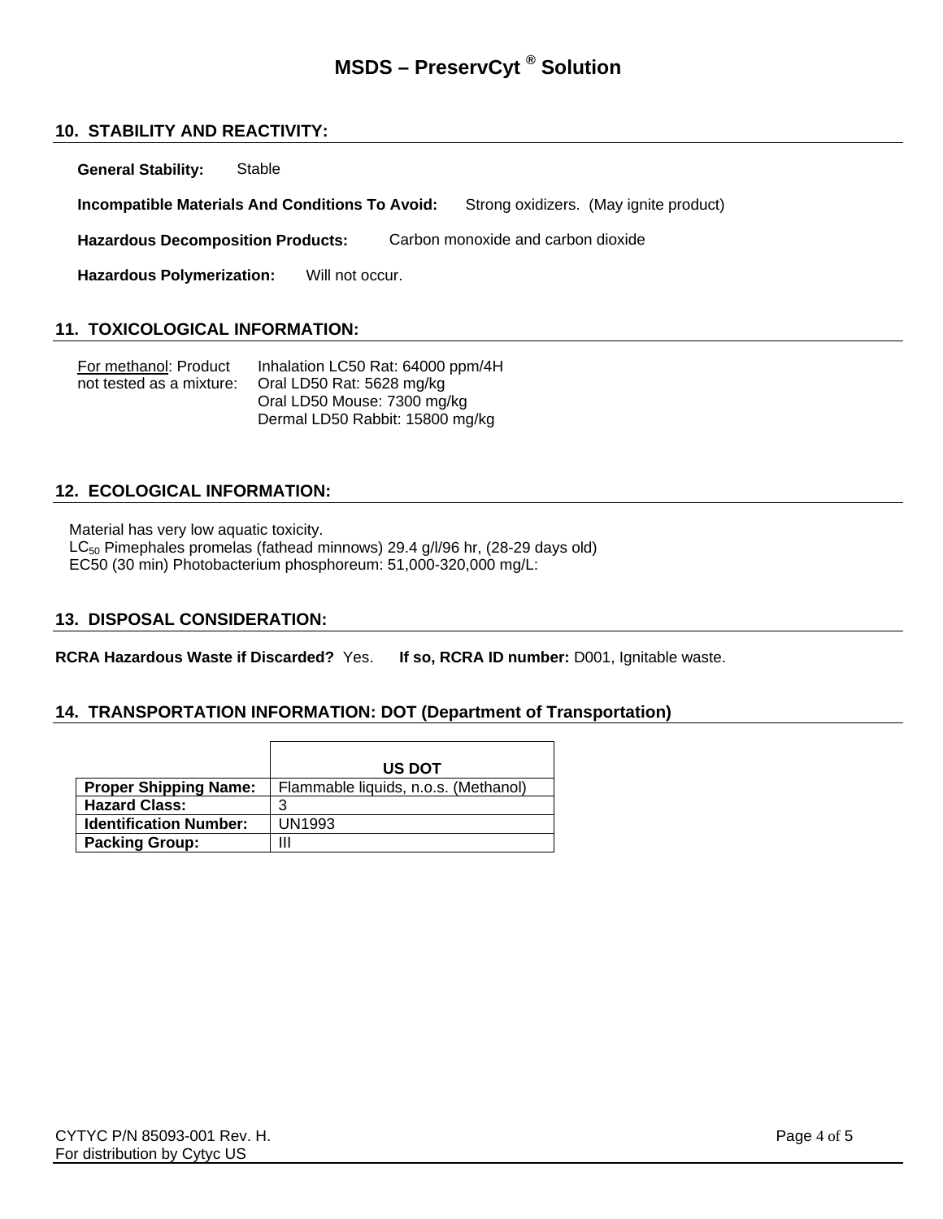## 10. STABILITY AND REACTIVITY:

**General Stability:** Stable

**Incompatible Materials And Conditions To Avoid:** Strong oxidizers. (May ignite product)

**Hazardous Decomposition Products:** Carbon monoxide and carbon dioxide

**Hazardous Polymerization:** Will not occur.

## 11. TOXICOLOGICAL INFORMATION:

<u>For methanol</u>: Product not tested as a mixture:

Inhalation LC50 Rat: 64000 ppm/4H
Oral LD50 Rat: 5628 mg/kg
Oral LD50 Mouse: 7300 mg/kg
Dermal LD50 Rabbit: 15800 mg/kg

## 12. ECOLOGICAL INFORMATION:

Material has very low aquatic toxicity.
$LC_{50}$ Pimephales promelas (fathead minnows) 29.4 g/l/96 hr, (28-29 days old)
EC50 (30 min) Photobacterium phosphoreum: 51,000-320,000 mg/L:

## 13. DISPOSAL CONSIDERATION:

**RCRA Hazardous Waste if Discarded?** Yes. **If so, RCRA ID number:** D001, Ignitable waste.

## 14. TRANSPORTATION INFORMATION: DOT (Department of Transportation)

| | **US DOT** |
|---|---|
| **Proper Shipping Name:** | Flammable liquids, n.o.s. (Methanol) |
| **Hazard Class:** | 3 |
| **Identification Number:** | UN1993 |
| **Packing Group:** | III |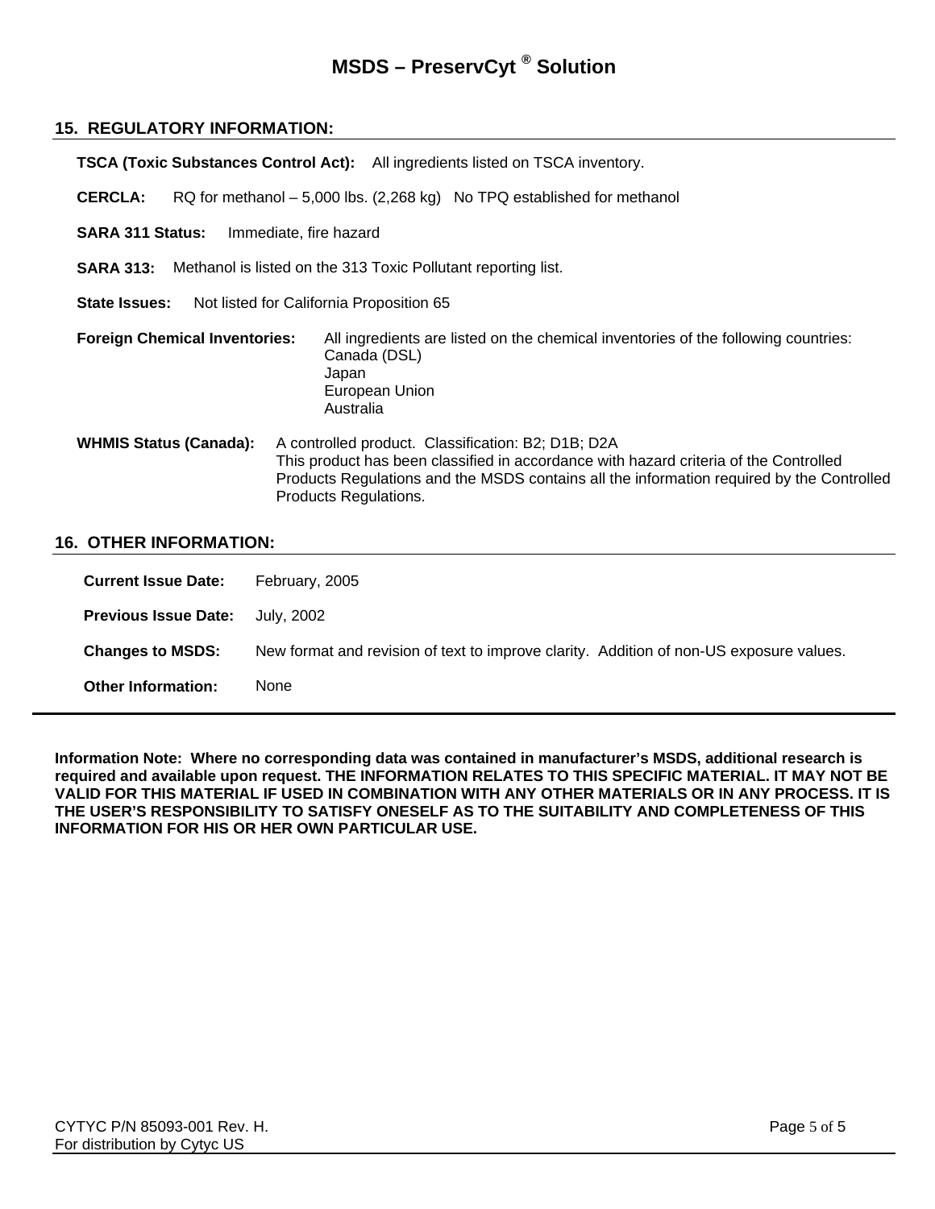## 15. REGULATORY INFORMATION:

**TSCA (Toxic Substances Control Act):** All ingredients listed on TSCA inventory.

**CERCLA:** RQ for methanol – 5,000 lbs. (2,268 kg) No TPQ established for methanol

**SARA 311 Status:** Immediate, fire hazard

**SARA 313:** Methanol is listed on the 313 Toxic Pollutant reporting list.

**State Issues:** Not listed for California Proposition 65

**Foreign Chemical Inventories:** All ingredients are listed on the chemical inventories of the following countries:
Canada (DSL)
Japan
European Union
Australia

**WHMIS Status (Canada):** A controlled product. Classification: B2; D1B; D2A
This product has been classified in accordance with hazard criteria of the Controlled Products Regulations and the MSDS contains all the information required by the Controlled Products Regulations.

## 16. OTHER INFORMATION:

**Current Issue Date:** February, 2005

**Previous Issue Date:** July, 2002

**Changes to MSDS:** New format and revision of text to improve clarity. Addition of non-US exposure values.

**Other Information:** None

**Information Note: Where no corresponding data was contained in manufacturer's MSDS, additional research is required and available upon request. THE INFORMATION RELATES TO THIS SPECIFIC MATERIAL. IT MAY NOT BE VALID FOR THIS MATERIAL IF USED IN COMBINATION WITH ANY OTHER MATERIALS OR IN ANY PROCESS. IT IS THE USER'S RESPONSIBILITY TO SATISFY ONESELF AS TO THE SUITABILITY AND COMPLETENESS OF THIS INFORMATION FOR HIS OR HER OWN PARTICULAR USE.**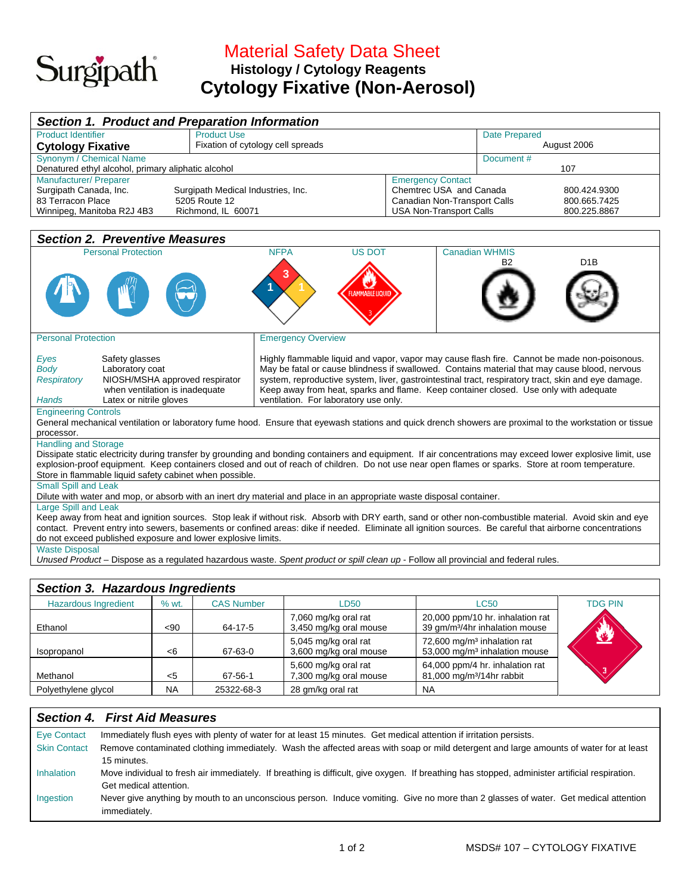Surgipath

# Material Safety Data Sheet

## Histology / Cytology Reagents

# Cytology Fixative (Non-Aerosol)

## Section 1. Product and Preparation Information

| Product Identifier | Product Use | Date Prepared |
|---|---|---|
| **Cytology Fixative** | Fixation of cytology cell spreads | August 2006 |
| **Synonym / Chemical Name** | | **Document #** |
| Denatured ethyl alcohol, primary aliphatic alcohol | | 107 |

**Manufacturer/ Preparer**

Surgipath Canada, Inc.
83 Terracon Place
Winnipeg, Manitoba R2J 4B3

Surgipath Medical Industries, Inc.
5205 Route 12
Richmond, IL 60071

**Emergency Contact**

| | |
|---|---|
| Chemtrec USA and Canada | 800.424.9300 |
| Canadian Non-Transport Calls | 800.665.7425 |
| USA Non-Transport Calls | 800.225.8867 |

## Section 2. Preventive Measures

Personal Protection | NFPA: Health 1, Flammability 3, Reactivity 1 | US DOT: FLAMMABLE LIQUID 3 | Canadian WHMIS: B2, D1B

**Personal Protection**

| | |
|---|---|
| *Eyes* | Safety glasses |
| *Body* | Laboratory coat |
| *Respiratory* | NIOSH/MSHA approved respirator when ventilation is inadequate |
| *Hands* | Latex or nitrile gloves |

**Emergency Overview**

Highly flammable liquid and vapor, vapor may cause flash fire. Cannot be made non-poisonous. May be fatal or cause blindness if swallowed. Contains material that may cause blood, nervous system, reproductive system, liver, gastrointestinal tract, respiratory tract, skin and eye damage. Keep away from heat, sparks and flame. Keep container closed. Use only with adequate ventilation. For laboratory use only.

**Engineering Controls**

General mechanical ventilation or laboratory fume hood. Ensure that eyewash stations and quick drench showers are proximal to the workstation or tissue processor.

**Handling and Storage**

Dissipate static electricity during transfer by grounding and bonding containers and equipment. If air concentrations may exceed lower explosive limit, use explosion-proof equipment. Keep containers closed and out of reach of children. Do not use near open flames or sparks. Store at room temperature. Store in flammable liquid safety cabinet when possible.

**Small Spill and Leak**

Dilute with water and mop, or absorb with an inert dry material and place in an appropriate waste disposal container.

**Large Spill and Leak**

Keep away from heat and ignition sources. Stop leak if without risk. Absorb with DRY earth, sand or other non-combustible material. Avoid skin and eye contact. Prevent entry into sewers, basements or confined areas: dike if needed. Eliminate all ignition sources. Be careful that airborne concentrations do not exceed published exposure and lower explosive limits.

**Waste Disposal**

*Unused Product* – Dispose as a regulated hazardous waste. *Spent product or spill clean up* - Follow all provincial and federal rules.

## Section 3. Hazardous Ingredients

| Hazardous Ingredient | % wt. | CAS Number | LD50 | LC50 | TDG PIN |
|---|---|---|---|---|---|
| Ethanol | <90 | 64-17-5 | 7,060 mg/kg oral rat<br>3,450 mg/kg oral mouse | 20,000 ppm/10 hr. inhalation rat<br>39 gm/m³/4hr inhalation mouse | 3 |
| Isopropanol | <6 | 67-63-0 | 5,045 mg/kg oral rat<br>3,600 mg/kg oral mouse | 72,600 mg/m³ inhalation rat<br>53,000 mg/m³ inhalation mouse | |
| Methanol | <5 | 67-56-1 | 5,600 mg/kg oral rat<br>7,300 mg/kg oral mouse | 64,000 ppm/4 hr. inhalation rat<br>81,000 mg/m³/14hr rabbit | |
| Polyethylene glycol | NA | 25322-68-3 | 28 gm/kg oral rat | NA | |

## Section 4. First Aid Measures

| | |
|---|---|
| Eye Contact | Immediately flush eyes with plenty of water for at least 15 minutes. Get medical attention if irritation persists. |
| Skin Contact | Remove contaminated clothing immediately. Wash the affected areas with soap or mild detergent and large amounts of water for at least 15 minutes. |
| Inhalation | Move individual to fresh air immediately. If breathing is difficult, give oxygen. If breathing has stopped, administer artificial respiration. Get medical attention. |
| Ingestion | Never give anything by mouth to an unconscious person. Induce vomiting. Give no more than 2 glasses of water. Get medical attention immediately. |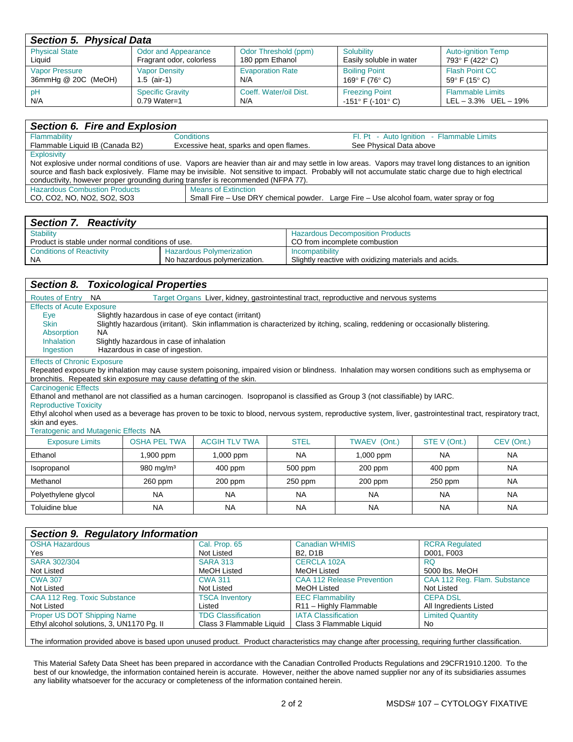## Section 5. Physical Data

| Physical State | Odor and Appearance | Odor Threshold (ppm) | Solubility | Auto-ignition Temp |
|---|---|---|---|---|
| Liquid | Fragrant odor, colorless | 180 ppm Ethanol | Easily soluble in water | 793° F (422° C) |
| **Vapor Pressure** | **Vapor Density** | **Evaporation Rate** | **Boiling Point** | **Flash Point CC** |
| 36mmHg @ 20C (MeOH) | 1.5 (air-1) | N/A | 169° F (76° C) | 59° F (15° C) |
| **pH** | **Specific Gravity** | **Coeff. Water/oil Dist.** | **Freezing Point** | **Flammable Limits** |
| N/A | 0.79 Water=1 | N/A | -151° F (-101° C) | LEL – 3.3% UEL – 19% |

## Section 6. Fire and Explosion

| Flammability | Conditions | Fl. Pt - Auto Ignition - Flammable Limits |
|---|---|---|
| Flammable Liquid IB (Canada B2) | Excessive heat, sparks and open flames. | See Physical Data above |

**Explosivity**

Not explosive under normal conditions of use. Vapors are heavier than air and may settle in low areas. Vapors may travel long distances to an ignition source and flash back explosively. Flame may be invisible. Not sensitive to impact. Probably will not accumulate static charge due to high electrical conductivity, however proper grounding during transfer is recommended (NFPA 77).

| Hazardous Combustion Products | Means of Extinction |
|---|---|
| CO, CO2, NO, NO2, SO2, SO3 | Small Fire – Use DRY chemical powder. Large Fire – Use alcohol foam, water spray or fog |

## Section 7. Reactivity

| Stability | | Hazardous Decomposition Products |
|---|---|---|
| Product is stable under normal conditions of use. | | CO from incomplete combustion |
| **Conditions of Reactivity** | **Hazardous Polymerization** | **Incompatibility** |
| NA | No hazardous polymerization. | Slightly reactive with oxidizing materials and acids. |

## Section 8. Toxicological Properties

**Routes of Entry** NA **Target Organs** Liver, kidney, gastrointestinal tract, reproductive and nervous systems

**Effects of Acute Exposure**

- **Eye** Slightly hazardous in case of eye contact (irritant)
- **Skin** Slightly hazardous (irritant). Skin inflammation is characterized by itching, scaling, reddening or occasionally blistering.
- **Absorption** NA
- **Inhalation** Slightly hazardous in case of inhalation
- **Ingestion** Hazardous in case of ingestion.

**Effects of Chronic Exposure**

Repeated exposure by inhalation may cause system poisoning, impaired vision or blindness. Inhalation may worsen conditions such as emphysema or bronchitis. Repeated skin exposure may cause defatting of the skin.

**Carcinogenic Effects**

Ethanol and methanol are not classified as a human carcinogen. Isopropanol is classified as Group 3 (not classifiable) by IARC.

**Reproductive Toxicity**

Ethyl alcohol when used as a beverage has proven to be toxic to blood, nervous system, reproductive system, liver, gastrointestinal tract, respiratory tract, skin and eyes.

**Teratogenic and Mutagenic Effects** NA

| Exposure Limits | OSHA PEL TWA | ACGIH TLV TWA | STEL | TWAEV (Ont.) | STE V (Ont.) | CEV (Ont.) |
|---|---|---|---|---|---|---|
| Ethanol | 1,900 ppm | 1,000 ppm | NA | 1,000 ppm | NA | NA |
| Isopropanol | 980 mg/m³ | 400 ppm | 500 ppm | 200 ppm | 400 ppm | NA |
| Methanol | 260 ppm | 200 ppm | 250 ppm | 200 ppm | 250 ppm | NA |
| Polyethylene glycol | NA | NA | NA | NA | NA | NA |
| Toluidine blue | NA | NA | NA | NA | NA | NA |

## Section 9. Regulatory Information

| OSHA Hazardous | Cal. Prop. 65 | Canadian WHMIS | RCRA Regulated |
|---|---|---|---|
| Yes | Not Listed | B2, D1B | D001, F003 |
| **SARA 302/304** | **SARA 313** | **CERCLA 102A** | **RQ** |
| Not Listed | MeOH Listed | MeOH Listed | 5000 lbs. MeOH |
| **CWA 307** | **CWA 311** | **CAA 112 Release Prevention** | **CAA 112 Reg. Flam. Substance** |
| Not Listed | Not Listed | MeOH Listed | Not Listed |
| **CAA 112 Reg. Toxic Substance** | **TSCA Inventory** | **EEC Flammability** | **CEPA DSL** |
| Not Listed | Listed | R11 – Highly Flammable | All Ingredients Listed |
| **Proper US DOT Shipping Name** | **TDG Classification** | **IATA Classification** | **Limited Quantity** |
| Ethyl alcohol solutions, 3, UN1170 Pg. II | Class 3 Flammable Liquid | Class 3 Flammable Liquid | No |

The information provided above is based upon unused product. Product characteristics may change after processing, requiring further classification.

This Material Safety Data Sheet has been prepared in accordance with the Canadian Controlled Products Regulations and 29CFR1910.1200. To the best of our knowledge, the information contained herein is accurate. However, neither the above named supplier nor any of its subsidiaries assumes any liability whatsoever for the accuracy or completeness of the information contained herein.